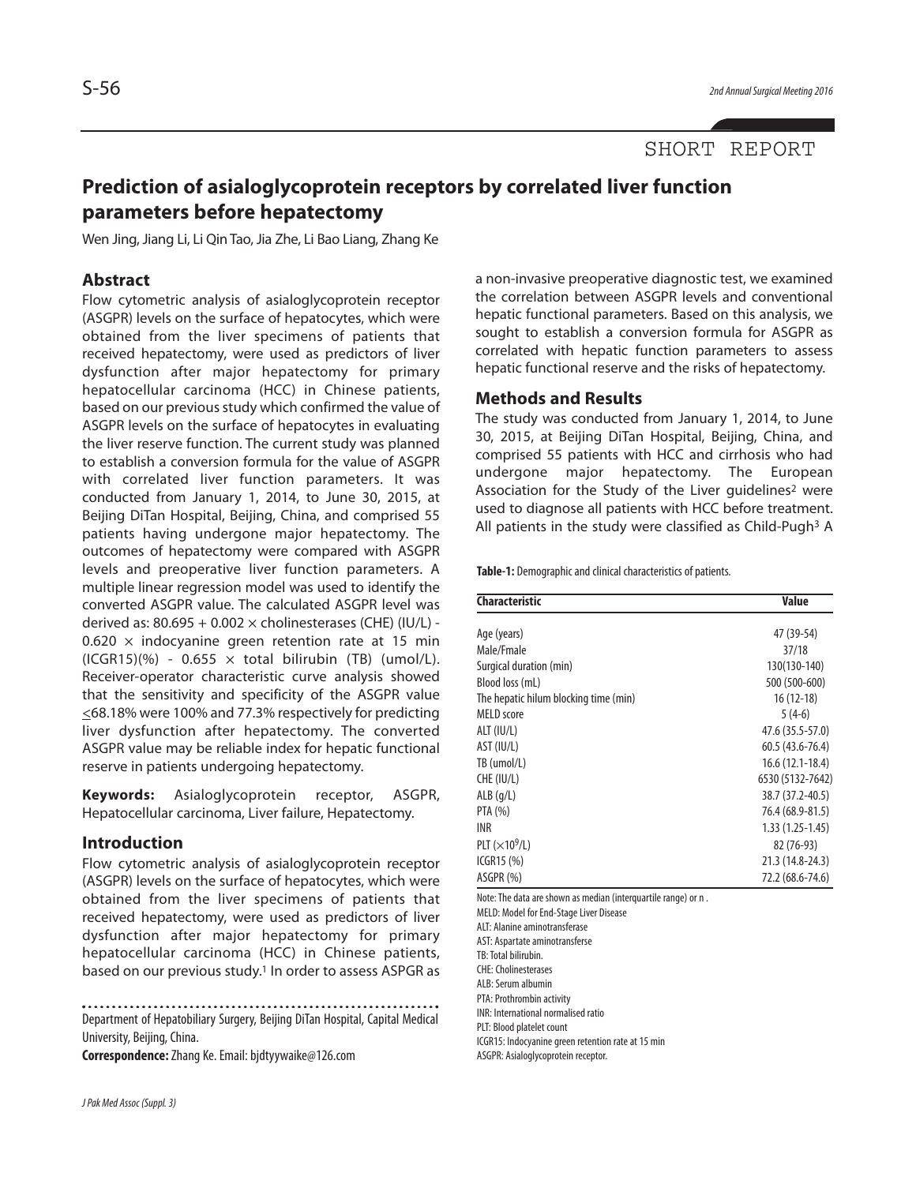SHORT REPORT

# Prediction of asialoglycoprotein receptors by correlated liver function parameters before hepatectomy

Wen Jing, Jiang Li, Li Qin Tao, Jia Zhe, Li Bao Liang, Zhang Ke

## Abstract

Flow cytometric analysis of asialoglycoprotein receptor (ASGPR) levels on the surface of hepatocytes, which were obtained from the liver specimens of patients that received hepatectomy, were used as predictors of liver dysfunction after major hepatectomy for primary hepatocellular carcinoma (HCC) in Chinese patients, based on our previous study which confirmed the value of ASGPR levels on the surface of hepatocytes in evaluating the liver reserve function. The current study was planned to establish a conversion formula for the value of ASGPR with correlated liver function parameters. It was conducted from January 1, 2014, to June 30, 2015, at Beijing DiTan Hospital, Beijing, China, and comprised 55 patients having undergone major hepatectomy. The outcomes of hepatectomy were compared with ASGPR levels and preoperative liver function parameters. A multiple linear regression model was used to identify the converted ASGPR value. The calculated ASGPR level was derived as: $80.695 + 0.002 \times$ cholinesterases (CHE) (IU/L) - $0.620 \times$ indocyanine green retention rate at 15 min (ICGR15)(%) - $0.655 \times$ total bilirubin (TB) (umol/L). Receiver-operator characteristic curve analysis showed that the sensitivity and specificity of the ASGPR value $\leq$68.18% were 100% and 77.3% respectively for predicting liver dysfunction after hepatectomy. The converted ASGPR value may be reliable index for hepatic functional reserve in patients undergoing hepatectomy.

**Keywords:** Asialoglycoprotein receptor, ASGPR, Hepatocellular carcinoma, Liver failure, Hepatectomy.

## Introduction

Flow cytometric analysis of asialoglycoprotein receptor (ASGPR) levels on the surface of hepatocytes, which were obtained from the liver specimens of patients that received hepatectomy, were used as predictors of liver dysfunction after major hepatectomy for primary hepatocellular carcinoma (HCC) in Chinese patients, based on our previous study.[1] In order to assess ASPGR as a non-invasive preoperative diagnostic test, we examined the correlation between ASGPR levels and conventional hepatic functional parameters. Based on this analysis, we sought to establish a conversion formula for ASGPR as correlated with hepatic function parameters to assess hepatic functional reserve and the risks of hepatectomy.

Department of Hepatobiliary Surgery, Beijing DiTan Hospital, Capital Medical University, Beijing, China.

**Correspondence:** Zhang Ke. Email: bjdtyywaike@126.com

## Methods and Results

The study was conducted from January 1, 2014, to June 30, 2015, at Beijing DiTan Hospital, Beijing, China, and comprised 55 patients with HCC and cirrhosis who had undergone major hepatectomy. The European Association for the Study of the Liver guidelines[2] were used to diagnose all patients with HCC before treatment. All patients in the study were classified as Child-Pugh[3] A

**Table-1:** Demographic and clinical characteristics of patients.

| Characteristic | Value |
|---|---|
| Age (years) | 47 (39-54) |
| Male/Fmale | 37/18 |
| Surgical duration (min) | 130(130-140) |
| Blood loss (mL) | 500 (500-600) |
| The hepatic hilum blocking time (min) | 16 (12-18) |
| MELD score | 5 (4-6) |
| ALT (IU/L) | 47.6 (35.5-57.0) |
| AST (IU/L) | 60.5 (43.6-76.4) |
| TB (umol/L) | 16.6 (12.1-18.4) |
| CHE (IU/L) | 6530 (5132-7642) |
| ALB (g/L) | 38.7 (37.2-40.5) |
| PTA (%) | 76.4 (68.9-81.5) |
| INR | 1.33 (1.25-1.45) |
| PLT ($\times 10^9$/L) | 82 (76-93) |
| ICGR15 (%) | 21.3 (14.8-24.3) |
| ASGPR (%) | 72.2 (68.6-74.6) |

Note: The data are shown as median (interquartile range) or n .
MELD: Model for End-Stage Liver Disease
ALT: Alanine aminotransferase
AST: Aspartate aminotransferse
TB: Total bilirubin.
CHE: Cholinesterases
ALB: Serum albumin
PTA: Prothrombin activity
INR: International normalised ratio
PLT: Blood platelet count
ICGR15: Indocyanine green retention rate at 15 min
ASGPR: Asialoglycoprotein receptor.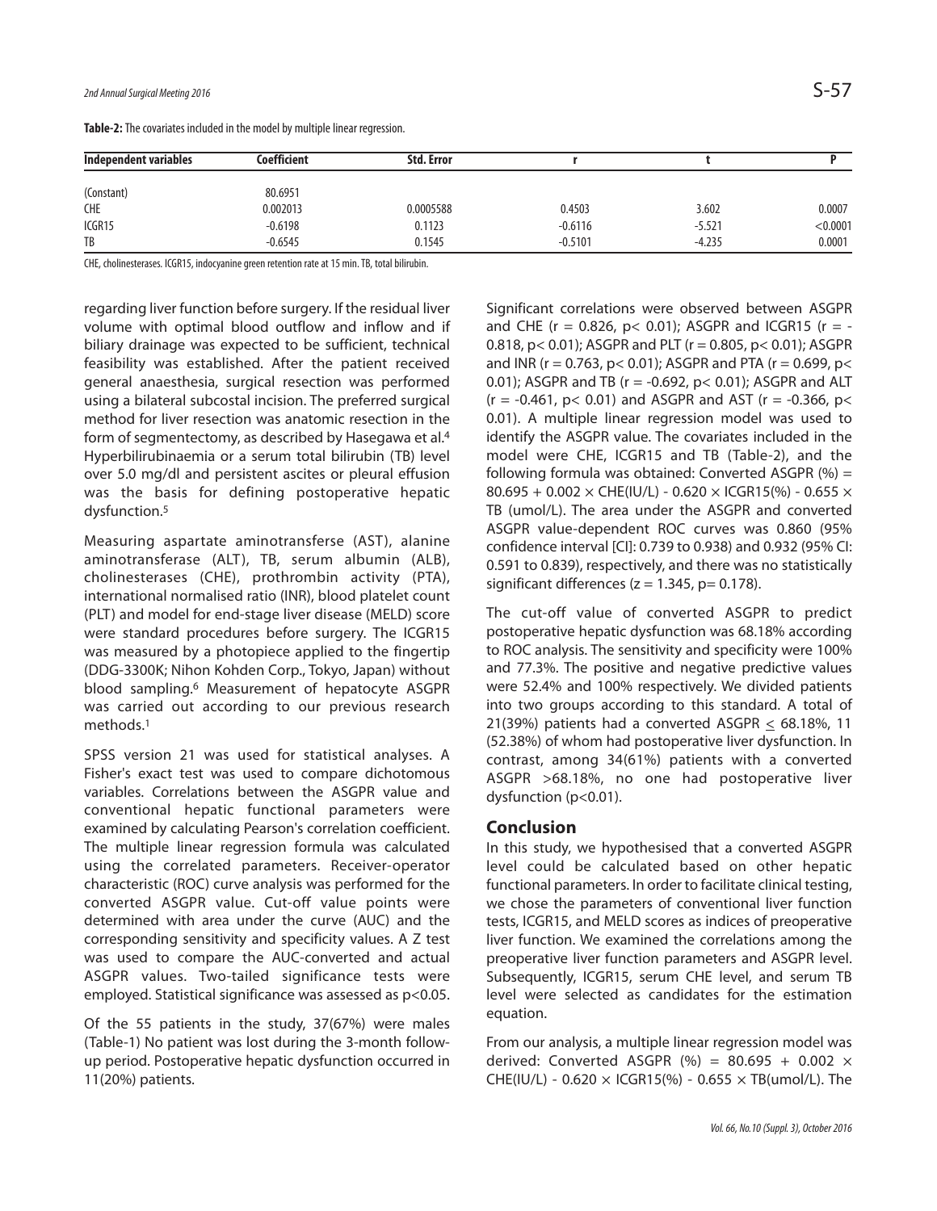**Table-2:** The covariates included in the model by multiple linear regression.

| Independent variables | Coefficient | Std. Error | r | t | P |
|---|---|---|---|---|---|
| (Constant) | 80.6951 | | | | |
| CHE | 0.002013 | 0.0005588 | 0.4503 | 3.602 | 0.0007 |
| ICGR15 | -0.6198 | 0.1123 | -0.6116 | -5.521 | <0.0001 |
| TB | -0.6545 | 0.1545 | -0.5101 | -4.235 | 0.0001 |

CHE, cholinesterases. ICGR15, indocyanine green retention rate at 15 min. TB, total bilirubin.

regarding liver function before surgery. If the residual liver volume with optimal blood outflow and inflow and if biliary drainage was expected to be sufficient, technical feasibility was established. After the patient received general anaesthesia, surgical resection was performed using a bilateral subcostal incision. The preferred surgical method for liver resection was anatomic resection in the form of segmentectomy, as described by Hasegawa et al.[4] Hyperbilirubinaemia or a serum total bilirubin (TB) level over 5.0 mg/dl and persistent ascites or pleural effusion was the basis for defining postoperative hepatic dysfunction.[5]

Measuring aspartate aminotransferse (AST), alanine aminotransferase (ALT), TB, serum albumin (ALB), cholinesterases (CHE), prothrombin activity (PTA), international normalised ratio (INR), blood platelet count (PLT) and model for end-stage liver disease (MELD) score were standard procedures before surgery. The ICGR15 was measured by a photopiece applied to the fingertip (DDG-3300K; Nihon Kohden Corp., Tokyo, Japan) without blood sampling.[6] Measurement of hepatocyte ASGPR was carried out according to our previous research methods.[1]

SPSS version 21 was used for statistical analyses. A Fisher's exact test was used to compare dichotomous variables. Correlations between the ASGPR value and conventional hepatic functional parameters were examined by calculating Pearson's correlation coefficient. The multiple linear regression formula was calculated using the correlated parameters. Receiver-operator characteristic (ROC) curve analysis was performed for the converted ASGPR value. Cut-off value points were determined with area under the curve (AUC) and the corresponding sensitivity and specificity values. A Z test was used to compare the AUC-converted and actual ASGPR values. Two-tailed significance tests were employed. Statistical significance was assessed as $p<0.05$.

Of the 55 patients in the study, 37(67%) were males (Table-1) No patient was lost during the 3-month follow-up period. Postoperative hepatic dysfunction occurred in 11(20%) patients.

Significant correlations were observed between ASGPR and CHE ($r = 0.826$, $p< 0.01$); ASGPR and ICGR15 ($r = -0.818$, $p< 0.01$); ASGPR and PLT ($r = 0.805$, $p< 0.01$); ASGPR and INR ($r = 0.763$, $p< 0.01$); ASGPR and PTA ($r = 0.699$, $p< 0.01$); ASGPR and TB ($r = -0.692$, $p< 0.01$); ASGPR and ALT ($r = -0.461$, $p< 0.01$) and ASGPR and AST ($r = -0.366$, $p< 0.01$). A multiple linear regression model was used to identify the ASGPR value. The covariates included in the model were CHE, ICGR15 and TB (Table-2), and the following formula was obtained: Converted ASGPR (%) = $80.695 + 0.002 \times$ CHE(IU/L) - $0.620 \times$ ICGR15(%) - $0.655 \times$ TB (umol/L). The area under the ASGPR and converted ASGPR value-dependent ROC curves was 0.860 (95% confidence interval [CI]: 0.739 to 0.938) and 0.932 (95% CI: 0.591 to 0.839), respectively, and there was no statistically significant differences ($z = 1.345$, $p= 0.178$).

The cut-off value of converted ASGPR to predict postoperative hepatic dysfunction was 68.18% according to ROC analysis. The sensitivity and specificity were 100% and 77.3%. The positive and negative predictive values were 52.4% and 100% respectively. We divided patients into two groups according to this standard. A total of 21(39%) patients had a converted ASGPR $\leq$ 68.18%, 11 (52.38%) of whom had postoperative liver dysfunction. In contrast, among 34(61%) patients with a converted ASGPR >68.18%, no one had postoperative liver dysfunction ($p<0.01$).

## Conclusion

In this study, we hypothesised that a converted ASGPR level could be calculated based on other hepatic functional parameters. In order to facilitate clinical testing, we chose the parameters of conventional liver function tests, ICGR15, and MELD scores as indices of preoperative liver function. We examined the correlations among the preoperative liver function parameters and ASGPR level. Subsequently, ICGR15, serum CHE level, and serum TB level were selected as candidates for the estimation equation.

From our analysis, a multiple linear regression model was derived: Converted ASGPR (%) = $80.695 + 0.002 \times$ CHE(IU/L) - $0.620 \times$ ICGR15(%) - $0.655 \times$ TB(umol/L). The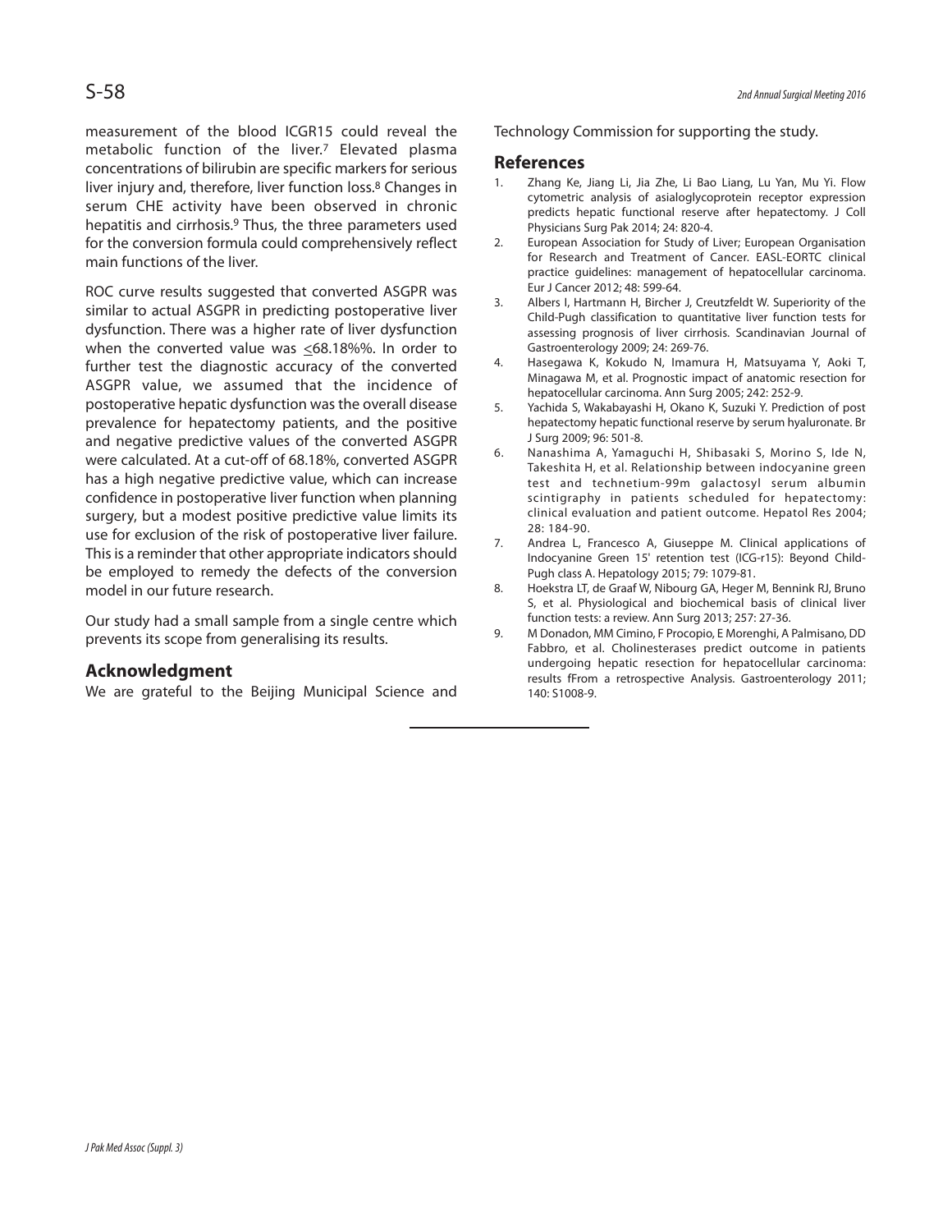measurement of the blood ICGR15 could reveal the metabolic function of the liver.[7] Elevated plasma concentrations of bilirubin are specific markers for serious liver injury and, therefore, liver function loss.[8] Changes in serum CHE activity have been observed in chronic hepatitis and cirrhosis.[9] Thus, the three parameters used for the conversion formula could comprehensively reflect main functions of the liver.

ROC curve results suggested that converted ASGPR was similar to actual ASGPR in predicting postoperative liver dysfunction. There was a higher rate of liver dysfunction when the converted value was <68.18%%. In order to further test the diagnostic accuracy of the converted ASGPR value, we assumed that the incidence of postoperative hepatic dysfunction was the overall disease prevalence for hepatectomy patients, and the positive and negative predictive values of the converted ASGPR were calculated. At a cut-off of 68.18%, converted ASGPR has a high negative predictive value, which can increase confidence in postoperative liver function when planning surgery, but a modest positive predictive value limits its use for exclusion of the risk of postoperative liver failure. This is a reminder that other appropriate indicators should be employed to remedy the defects of the conversion model in our future research.

Our study had a small sample from a single centre which prevents its scope from generalising its results.

## Acknowledgment

We are grateful to the Beijing Municipal Science and Technology Commission for supporting the study.

## References

1. Zhang Ke, Jiang Li, Jia Zhe, Li Bao Liang, Lu Yan, Mu Yi. Flow cytometric analysis of asialoglycoprotein receptor expression predicts hepatic functional reserve after hepatectomy. J Coll Physicians Surg Pak 2014; 24: 820-4.
2. European Association for Study of Liver; European Organisation for Research and Treatment of Cancer. EASL-EORTC clinical practice guidelines: management of hepatocellular carcinoma. Eur J Cancer 2012; 48: 599-64.
3. Albers I, Hartmann H, Bircher J, Creutzfeldt W. Superiority of the Child-Pugh classification to quantitative liver function tests for assessing prognosis of liver cirrhosis. Scandinavian Journal of Gastroenterology 2009; 24: 269-76.
4. Hasegawa K, Kokudo N, Imamura H, Matsuyama Y, Aoki T, Minagawa M, et al. Prognostic impact of anatomic resection for hepatocellular carcinoma. Ann Surg 2005; 242: 252-9.
5. Yachida S, Wakabayashi H, Okano K, Suzuki Y. Prediction of post hepatectomy hepatic functional reserve by serum hyaluronate. Br J Surg 2009; 96: 501-8.
6. Nanashima A, Yamaguchi H, Shibasaki S, Morino S, Ide N, Takeshita H, et al. Relationship between indocyanine green test and technetium-99m galactosyl serum albumin scintigraphy in patients scheduled for hepatectomy: clinical evaluation and patient outcome. Hepatol Res 2004; 28: 184-90.
7. Andrea L, Francesco A, Giuseppe M. Clinical applications of Indocyanine Green 15' retention test (ICG-r15): Beyond Child-Pugh class A. Hepatology 2015; 79: 1079-81.
8. Hoekstra LT, de Graaf W, Nibourg GA, Heger M, Bennink RJ, Bruno S, et al. Physiological and biochemical basis of clinical liver function tests: a review. Ann Surg 2013; 257: 27-36.
9. M Donadon, MM Cimino, F Procopio, E Morenghi, A Palmisano, DD Fabbro, et al. Cholinesterases predict outcome in patients undergoing hepatic resection for hepatocellular carcinoma: results fFrom a retrospective Analysis. Gastroenterology 2011; 140: S1008-9.